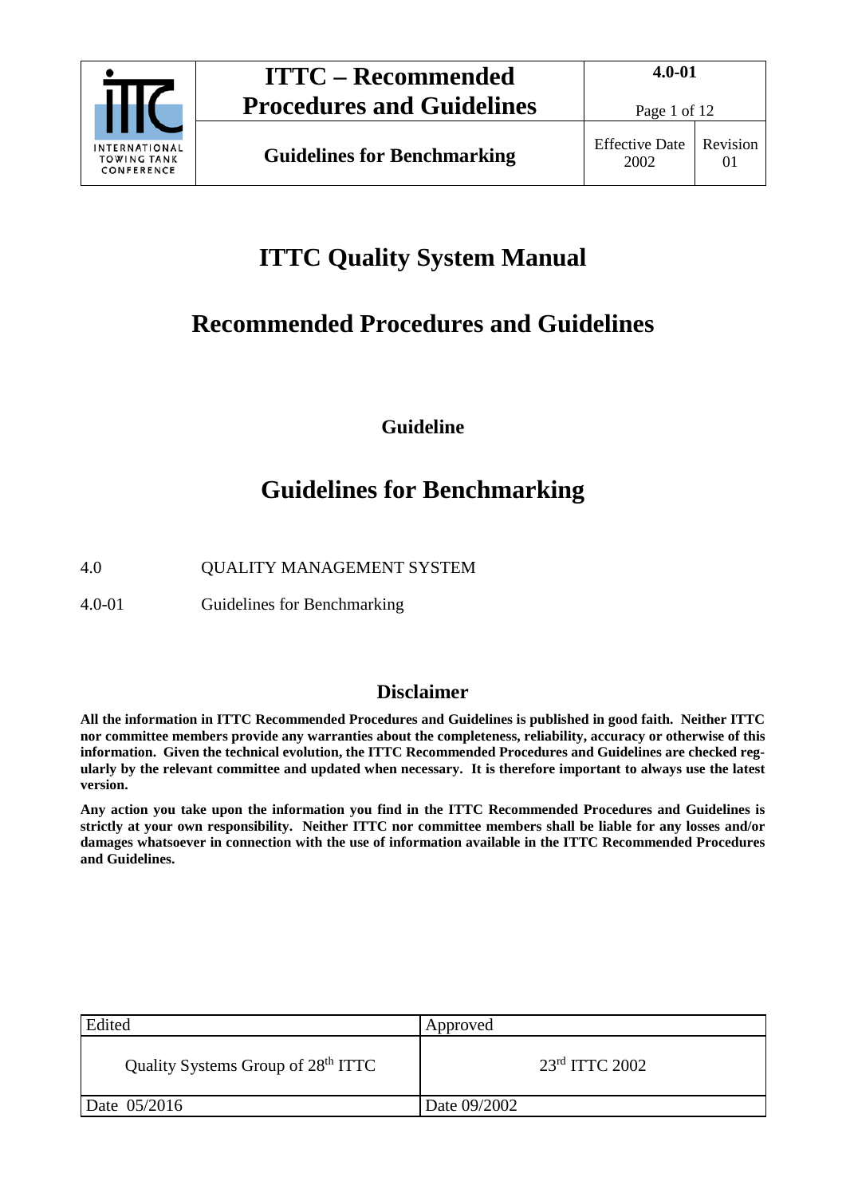# ITTC Quality System Manual

# Recommended Procedures and Guidelines

**Guideline**

# Guidelines for Benchmarking

4.0 QUALITY MANAGEMENT SYSTEM

4.0-01 Guidelines for Benchmarking

## Disclaimer

**All the information in ITTC Recommended Procedures and Guidelines is published in good faith. Neither ITTC nor committee members provide any warranties about the completeness, reliability, accuracy or otherwise of this information. Given the technical evolution, the ITTC Recommended Procedures and Guidelines are checked regularly by the relevant committee and updated when necessary. It is therefore important to always use the latest version.**

**Any action you take upon the information you find in the ITTC Recommended Procedures and Guidelines is strictly at your own responsibility. Neither ITTC nor committee members shall be liable for any losses and/or damages whatsoever in connection with the use of information available in the ITTC Recommended Procedures and Guidelines.**

| Edited | Approved |
| --- | --- |
| Quality Systems Group of 28th ITTC | 23rd ITTC 2002 |
| Date 05/2016 | Date 09/2002 |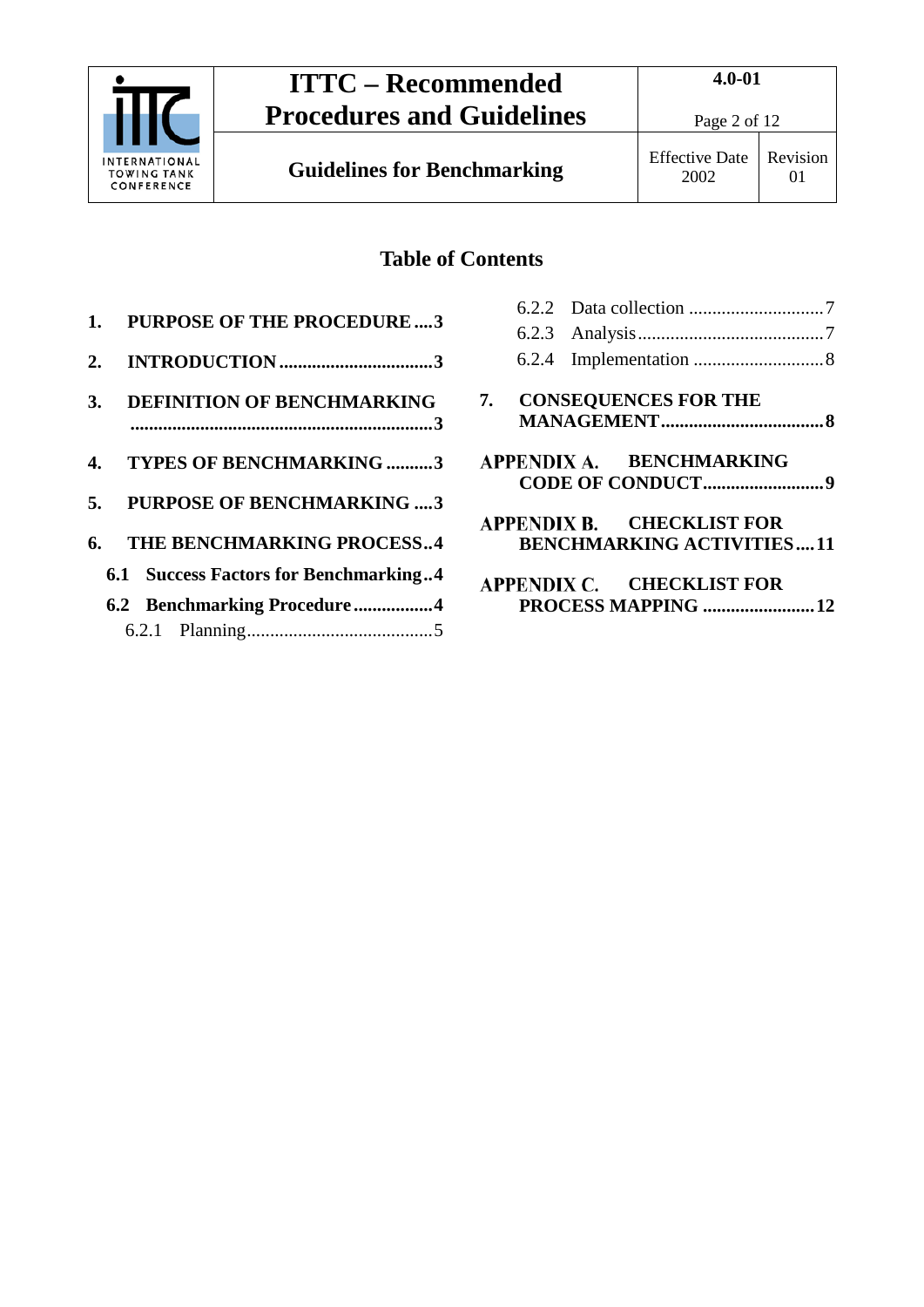## Table of Contents

**1. PURPOSE OF THE PROCEDURE ....3**

**2. INTRODUCTION .................................3**

**3. DEFINITION OF BENCHMARKING .................................................................3**

**4. TYPES OF BENCHMARKING ..........3**

**5. PURPOSE OF BENCHMARKING ....3**

**6. THE BENCHMARKING PROCESS..4**

**6.1 Success Factors for Benchmarking..4**

**6.2 Benchmarking Procedure .................4**

6.2.1 Planning........................................5

6.2.2 Data collection .............................7

6.2.3 Analysis........................................7

6.2.4 Implementation ............................8

**7. CONSEQUENCES FOR THE MANAGEMENT...................................8**

**APPENDIX A. BENCHMARKING CODE OF CONDUCT..........................9**

**APPENDIX B. CHECKLIST FOR BENCHMARKING ACTIVITIES....11**

**APPENDIX C. CHECKLIST FOR PROCESS MAPPING ........................12**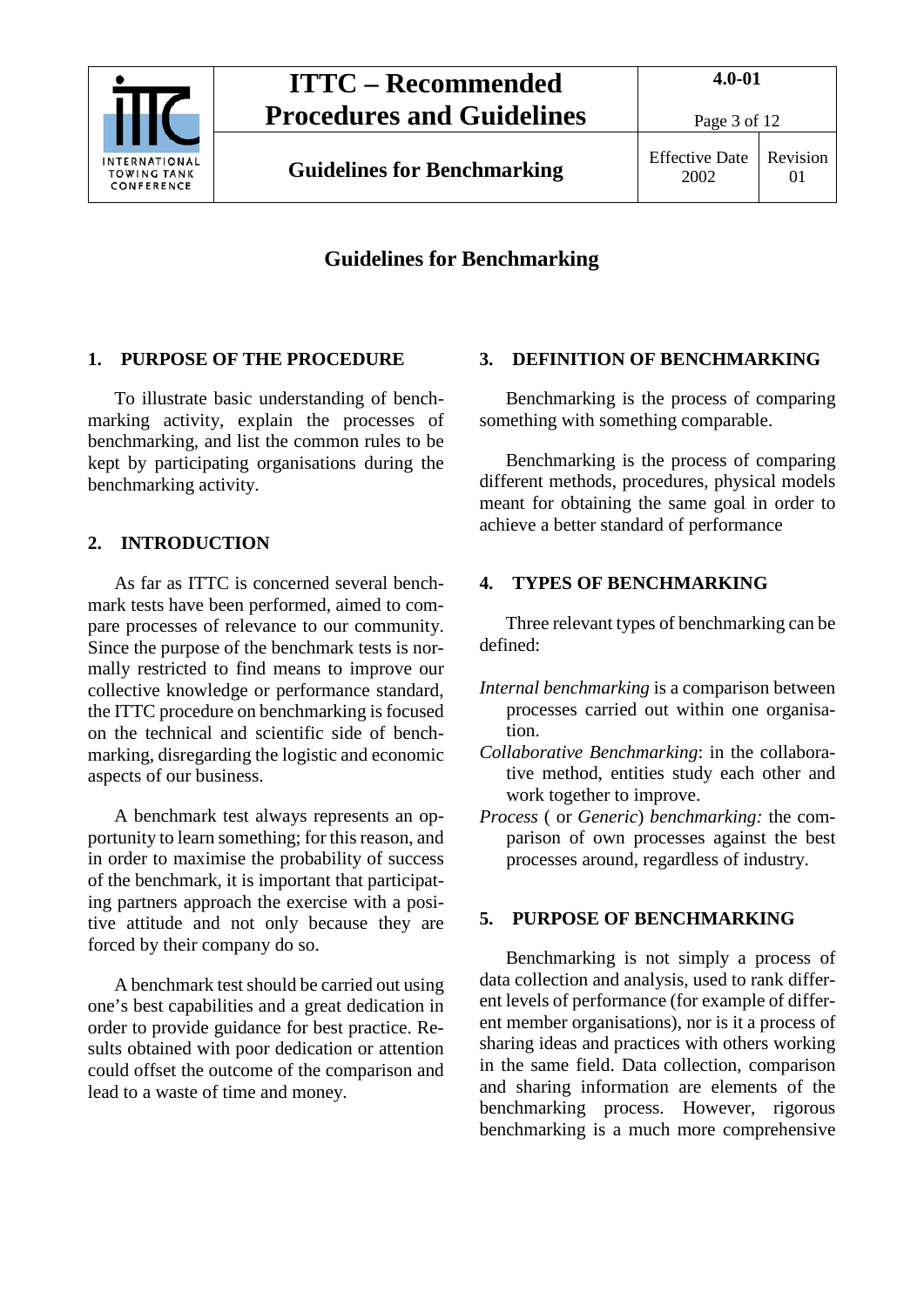# Guidelines for Benchmarking

## 1. PURPOSE OF THE PROCEDURE

To illustrate basic understanding of benchmarking activity, explain the processes of benchmarking, and list the common rules to be kept by participating organisations during the benchmarking activity.

## 2. INTRODUCTION

As far as ITTC is concerned several benchmark tests have been performed, aimed to compare processes of relevance to our community. Since the purpose of the benchmark tests is normally restricted to find means to improve our collective knowledge or performance standard, the ITTC procedure on benchmarking is focused on the technical and scientific side of benchmarking, disregarding the logistic and economic aspects of our business.

A benchmark test always represents an opportunity to learn something; for this reason, and in order to maximise the probability of success of the benchmark, it is important that participating partners approach the exercise with a positive attitude and not only because they are forced by their company do so.

A benchmark test should be carried out using one's best capabilities and a great dedication in order to provide guidance for best practice. Results obtained with poor dedication or attention could offset the outcome of the comparison and lead to a waste of time and money.

## 3. DEFINITION OF BENCHMARKING

Benchmarking is the process of comparing something with something comparable.

Benchmarking is the process of comparing different methods, procedures, physical models meant for obtaining the same goal in order to achieve a better standard of performance

## 4. TYPES OF BENCHMARKING

Three relevant types of benchmarking can be defined:

*Internal benchmarking* is a comparison between processes carried out within one organisation.

*Collaborative Benchmarking*: in the collaborative method, entities study each other and work together to improve.

*Process* ( or *Generic*) *benchmarking:* the comparison of own processes against the best processes around, regardless of industry.

## 5. PURPOSE OF BENCHMARKING

Benchmarking is not simply a process of data collection and analysis, used to rank different levels of performance (for example of different member organisations), nor is it a process of sharing ideas and practices with others working in the same field. Data collection, comparison and sharing information are elements of the benchmarking process. However, rigorous benchmarking is a much more comprehensive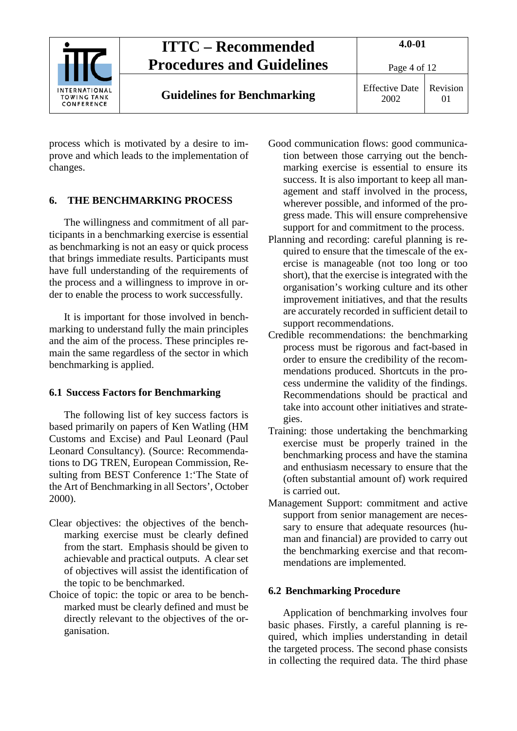process which is motivated by a desire to improve and which leads to the implementation of changes.

## 6. THE BENCHMARKING PROCESS

The willingness and commitment of all participants in a benchmarking exercise is essential as benchmarking is not an easy or quick process that brings immediate results. Participants must have full understanding of the requirements of the process and a willingness to improve in order to enable the process to work successfully.

It is important for those involved in benchmarking to understand fully the main principles and the aim of the process. These principles remain the same regardless of the sector in which benchmarking is applied.

### 6.1 Success Factors for Benchmarking

The following list of key success factors is based primarily on papers of Ken Watling (HM Customs and Excise) and Paul Leonard (Paul Leonard Consultancy). (Source: Recommendations to DG TREN, European Commission, Resulting from BEST Conference 1:'The State of the Art of Benchmarking in all Sectors', October 2000).

Clear objectives: the objectives of the benchmarking exercise must be clearly defined from the start. Emphasis should be given to achievable and practical outputs. A clear set of objectives will assist the identification of the topic to be benchmarked.

Choice of topic: the topic or area to be benchmarked must be clearly defined and must be directly relevant to the objectives of the organisation.

Good communication flows: good communication between those carrying out the benchmarking exercise is essential to ensure its success. It is also important to keep all management and staff involved in the process, wherever possible, and informed of the progress made. This will ensure comprehensive support for and commitment to the process.

Planning and recording: careful planning is required to ensure that the timescale of the exercise is manageable (not too long or too short), that the exercise is integrated with the organisation's working culture and its other improvement initiatives, and that the results are accurately recorded in sufficient detail to support recommendations.

Credible recommendations: the benchmarking process must be rigorous and fact-based in order to ensure the credibility of the recommendations produced. Shortcuts in the process undermine the validity of the findings. Recommendations should be practical and take into account other initiatives and strategies.

Training: those undertaking the benchmarking exercise must be properly trained in the benchmarking process and have the stamina and enthusiasm necessary to ensure that the (often substantial amount of) work required is carried out.

Management Support: commitment and active support from senior management are necessary to ensure that adequate resources (human and financial) are provided to carry out the benchmarking exercise and that recommendations are implemented.

### 6.2 Benchmarking Procedure

Application of benchmarking involves four basic phases. Firstly, a careful planning is required, which implies understanding in detail the targeted process. The second phase consists in collecting the required data. The third phase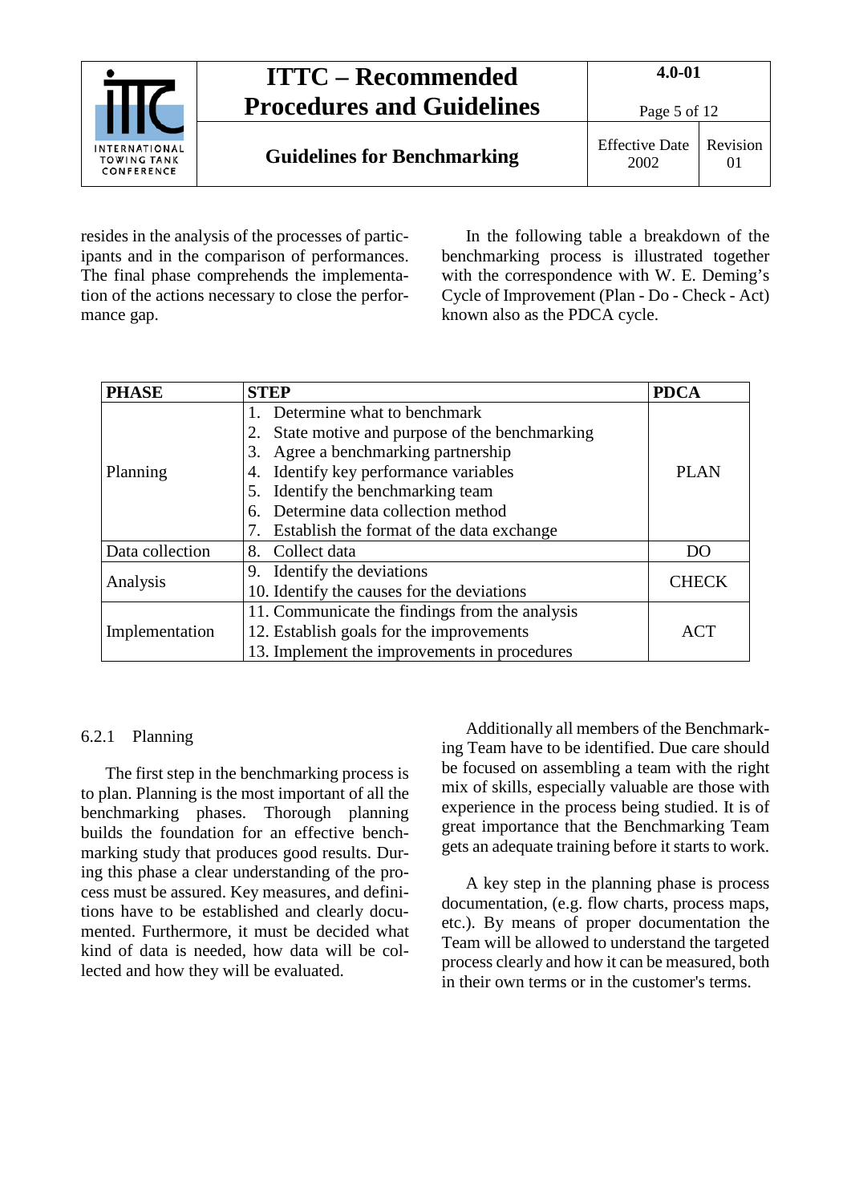resides in the analysis of the processes of participants and in the comparison of performances. The final phase comprehends the implementation of the actions necessary to close the performance gap.

In the following table a breakdown of the benchmarking process is illustrated together with the correspondence with W. E. Deming's Cycle of Improvement (Plan - Do - Check - Act) known also as the PDCA cycle.

| PHASE | STEP | PDCA |
|---|---|---|
| Planning | 1. Determine what to benchmark<br>2. State motive and purpose of the benchmarking<br>3. Agree a benchmarking partnership<br>4. Identify key performance variables<br>5. Identify the benchmarking team<br>6. Determine data collection method<br>7. Establish the format of the data exchange | PLAN |
| Data collection | 8. Collect data | DO |
| Analysis | 9. Identify the deviations<br>10. Identify the causes for the deviations | CHECK |
| Implementation | 11. Communicate the findings from the analysis<br>12. Establish goals for the improvements<br>13. Implement the improvements in procedures | ACT |

### 6.2.1 Planning

The first step in the benchmarking process is to plan. Planning is the most important of all the benchmarking phases. Thorough planning builds the foundation for an effective benchmarking study that produces good results. During this phase a clear understanding of the process must be assured. Key measures, and definitions have to be established and clearly documented. Furthermore, it must be decided what kind of data is needed, how data will be collected and how they will be evaluated.

Additionally all members of the Benchmarking Team have to be identified. Due care should be focused on assembling a team with the right mix of skills, especially valuable are those with experience in the process being studied. It is of great importance that the Benchmarking Team gets an adequate training before it starts to work.

A key step in the planning phase is process documentation, (e.g. flow charts, process maps, etc.). By means of proper documentation the Team will be allowed to understand the targeted process clearly and how it can be measured, both in their own terms or in the customer's terms.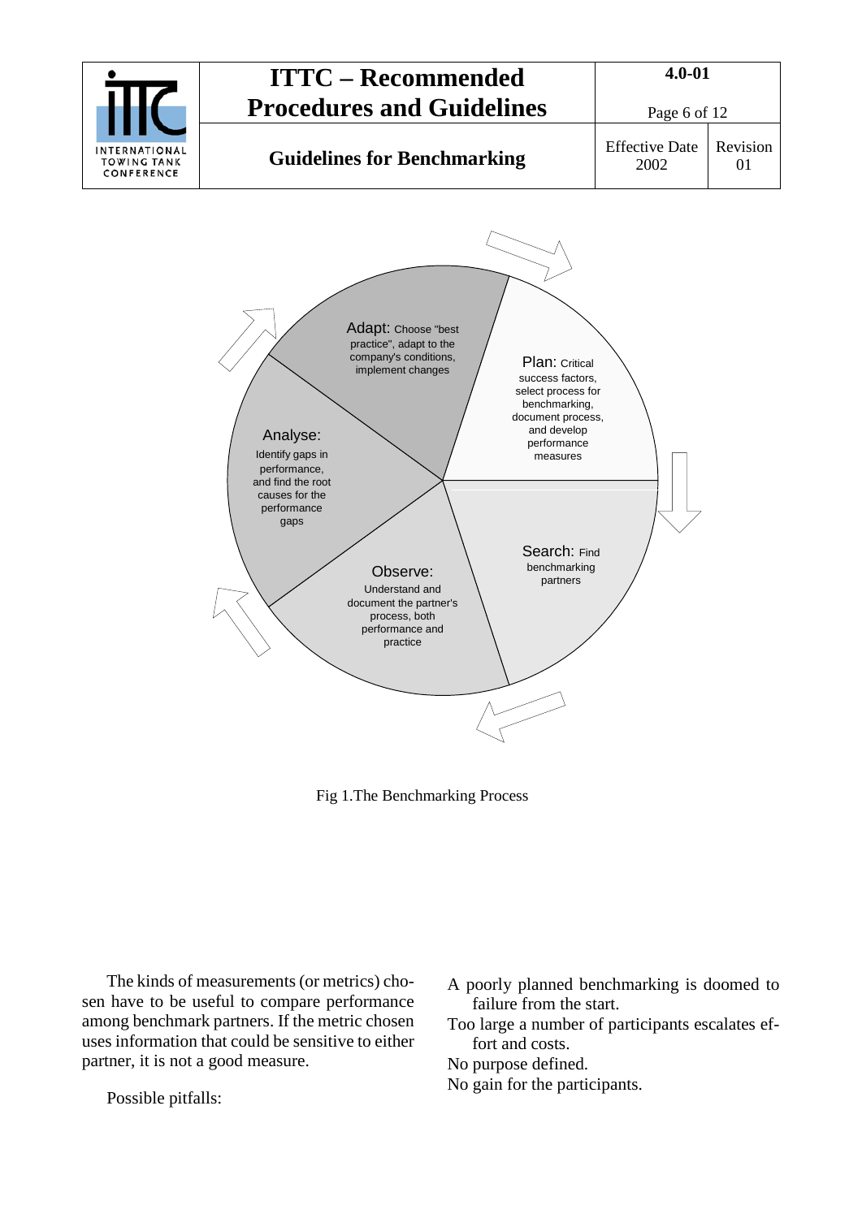Adapt: Choose "best practice", adapt to the company's conditions, implement changes

Plan: Critical success factors, select process for benchmarking, document process, and develop performance measures

Search: Find benchmarking partners

Observe: Understand and document the partner's process, both performance and practice

Analyse: Identify gaps in performance, and find the root causes for the performance gaps

Fig 1.The Benchmarking Process

The kinds of measurements (or metrics) chosen have to be useful to compare performance among benchmark partners. If the metric chosen uses information that could be sensitive to either partner, it is not a good measure.

Possible pitfalls:

A poorly planned benchmarking is doomed to failure from the start.

Too large a number of participants escalates effort and costs.

No purpose defined.

No gain for the participants.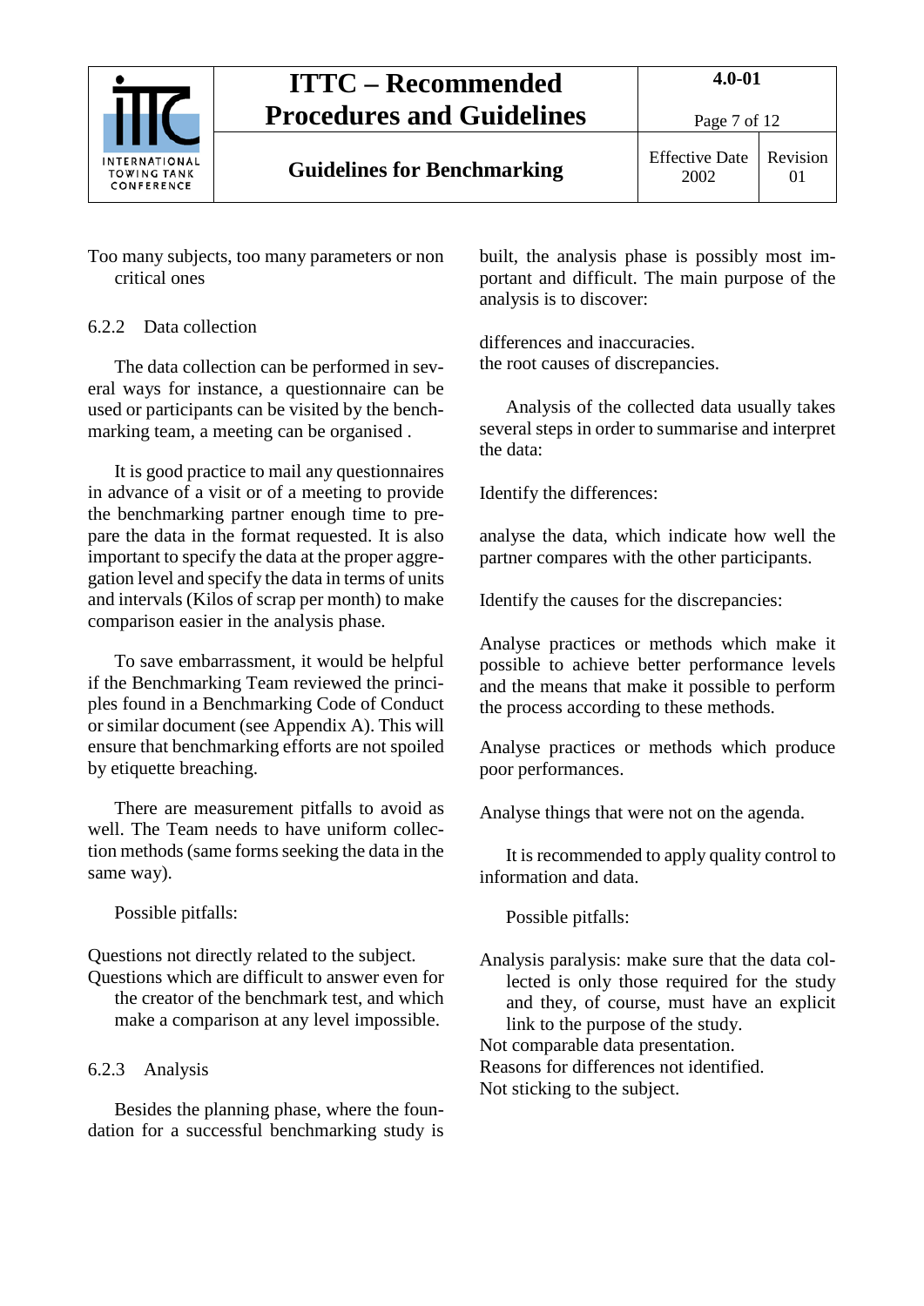Too many subjects, too many parameters or non critical ones

### 6.2.2 Data collection

The data collection can be performed in several ways for instance, a questionnaire can be used or participants can be visited by the benchmarking team, a meeting can be organised .

It is good practice to mail any questionnaires in advance of a visit or of a meeting to provide the benchmarking partner enough time to prepare the data in the format requested. It is also important to specify the data at the proper aggregation level and specify the data in terms of units and intervals (Kilos of scrap per month) to make comparison easier in the analysis phase.

To save embarrassment, it would be helpful if the Benchmarking Team reviewed the principles found in a Benchmarking Code of Conduct or similar document (see Appendix A). This will ensure that benchmarking efforts are not spoiled by etiquette breaching.

There are measurement pitfalls to avoid as well. The Team needs to have uniform collection methods (same forms seeking the data in the same way).

Possible pitfalls:

Questions not directly related to the subject.
Questions which are difficult to answer even for the creator of the benchmark test, and which make a comparison at any level impossible.

### 6.2.3 Analysis

Besides the planning phase, where the foundation for a successful benchmarking study is built, the analysis phase is possibly most important and difficult. The main purpose of the analysis is to discover:

differences and inaccuracies.
the root causes of discrepancies.

Analysis of the collected data usually takes several steps in order to summarise and interpret the data:

Identify the differences:

analyse the data, which indicate how well the partner compares with the other participants.

Identify the causes for the discrepancies:

Analyse practices or methods which make it possible to achieve better performance levels and the means that make it possible to perform the process according to these methods.

Analyse practices or methods which produce poor performances.

Analyse things that were not on the agenda.

It is recommended to apply quality control to information and data.

Possible pitfalls:

Analysis paralysis: make sure that the data collected is only those required for the study and they, of course, must have an explicit link to the purpose of the study.
Not comparable data presentation.
Reasons for differences not identified.
Not sticking to the subject.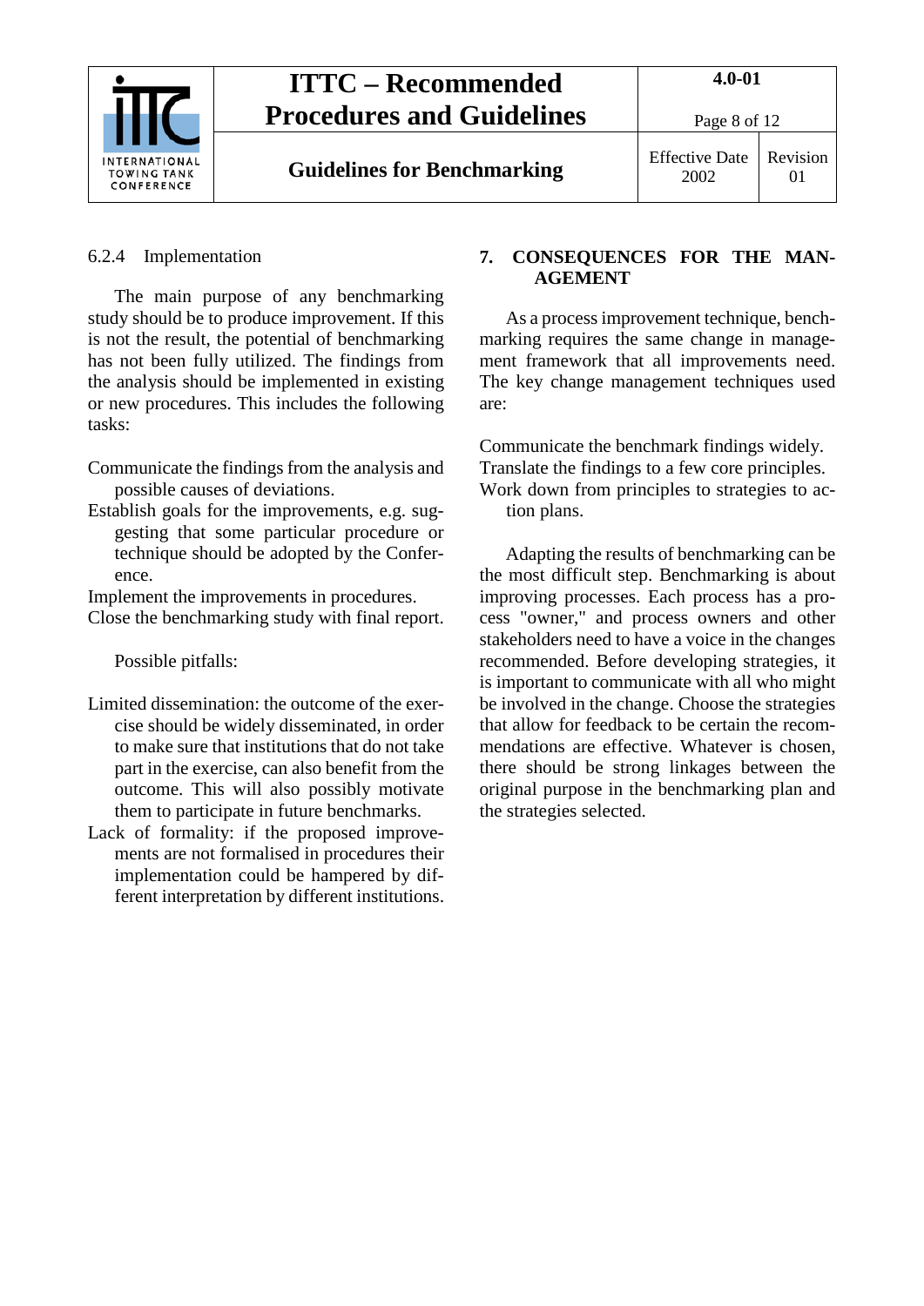#### 6.2.4 Implementation

The main purpose of any benchmarking study should be to produce improvement. If this is not the result, the potential of benchmarking has not been fully utilized. The findings from the analysis should be implemented in existing or new procedures. This includes the following tasks:

- Communicate the findings from the analysis and possible causes of deviations.
- Establish goals for the improvements, e.g. suggesting that some particular procedure or technique should be adopted by the Conference.
- Implement the improvements in procedures.
- Close the benchmarking study with final report.

Possible pitfalls:

- Limited dissemination: the outcome of the exercise should be widely disseminated, in order to make sure that institutions that do not take part in the exercise, can also benefit from the outcome. This will also possibly motivate them to participate in future benchmarks.
- Lack of formality: if the proposed improvements are not formalised in procedures their implementation could be hampered by different interpretation by different institutions.

## 7. CONSEQUENCES FOR THE MANAGEMENT

As a process improvement technique, benchmarking requires the same change in management framework that all improvements need. The key change management techniques used are:

- Communicate the benchmark findings widely.
- Translate the findings to a few core principles.
- Work down from principles to strategies to action plans.

Adapting the results of benchmarking can be the most difficult step. Benchmarking is about improving processes. Each process has a process "owner," and process owners and other stakeholders need to have a voice in the changes recommended. Before developing strategies, it is important to communicate with all who might be involved in the change. Choose the strategies that allow for feedback to be certain the recommendations are effective. Whatever is chosen, there should be strong linkages between the original purpose in the benchmarking plan and the strategies selected.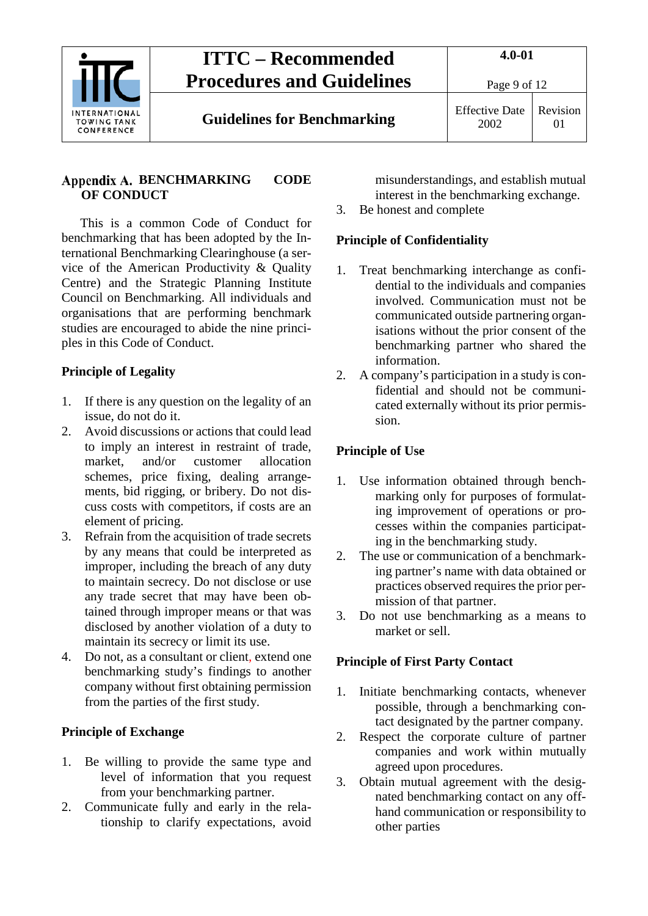## Appendix A. BENCHMARKING CODE OF CONDUCT

This is a common Code of Conduct for benchmarking that has been adopted by the International Benchmarking Clearinghouse (a service of the American Productivity & Quality Centre) and the Strategic Planning Institute Council on Benchmarking. All individuals and organisations that are performing benchmark studies are encouraged to abide the nine principles in this Code of Conduct.

### Principle of Legality

1. If there is any question on the legality of an issue, do not do it.
2. Avoid discussions or actions that could lead to imply an interest in restraint of trade, market, and/or customer allocation schemes, price fixing, dealing arrangements, bid rigging, or bribery. Do not discuss costs with competitors, if costs are an element of pricing.
3. Refrain from the acquisition of trade secrets by any means that could be interpreted as improper, including the breach of any duty to maintain secrecy. Do not disclose or use any trade secret that may have been obtained through improper means or that was disclosed by another violation of a duty to maintain its secrecy or limit its use.
4. Do not, as a consultant or client, extend one benchmarking study's findings to another company without first obtaining permission from the parties of the first study.

### Principle of Exchange

1. Be willing to provide the same type and level of information that you request from your benchmarking partner.
2. Communicate fully and early in the relationship to clarify expectations, avoid misunderstandings, and establish mutual interest in the benchmarking exchange.
3. Be honest and complete

### Principle of Confidentiality

1. Treat benchmarking interchange as confidential to the individuals and companies involved. Communication must not be communicated outside partnering organisations without the prior consent of the benchmarking partner who shared the information.
2. A company's participation in a study is confidential and should not be communicated externally without its prior permission.

### Principle of Use

1. Use information obtained through benchmarking only for purposes of formulating improvement of operations or processes within the companies participating in the benchmarking study.
2. The use or communication of a benchmarking partner's name with data obtained or practices observed requires the prior permission of that partner.
3. Do not use benchmarking as a means to market or sell.

### Principle of First Party Contact

1. Initiate benchmarking contacts, whenever possible, through a benchmarking contact designated by the partner company.
2. Respect the corporate culture of partner companies and work within mutually agreed upon procedures.
3. Obtain mutual agreement with the designated benchmarking contact on any off-hand communication or responsibility to other parties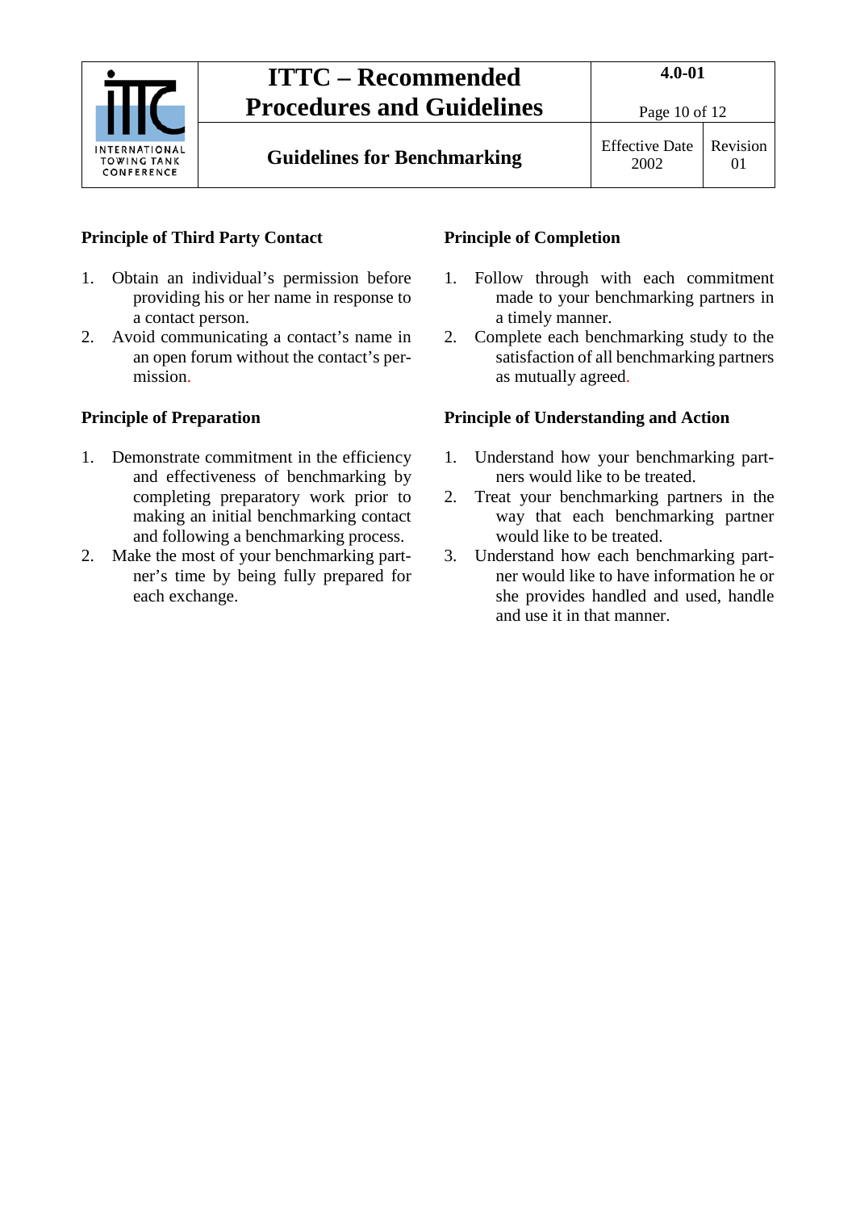**Principle of Third Party Contact**

1. Obtain an individual's permission before providing his or her name in response to a contact person.
2. Avoid communicating a contact's name in an open forum without the contact's permission.

**Principle of Preparation**

1. Demonstrate commitment in the efficiency and effectiveness of benchmarking by completing preparatory work prior to making an initial benchmarking contact and following a benchmarking process.
2. Make the most of your benchmarking partner's time by being fully prepared for each exchange.

**Principle of Completion**

1. Follow through with each commitment made to your benchmarking partners in a timely manner.
2. Complete each benchmarking study to the satisfaction of all benchmarking partners as mutually agreed.

**Principle of Understanding and Action**

1. Understand how your benchmarking partners would like to be treated.
2. Treat your benchmarking partners in the way that each benchmarking partner would like to be treated.
3. Understand how each benchmarking partner would like to have information he or she provides handled and used, handle and use it in that manner.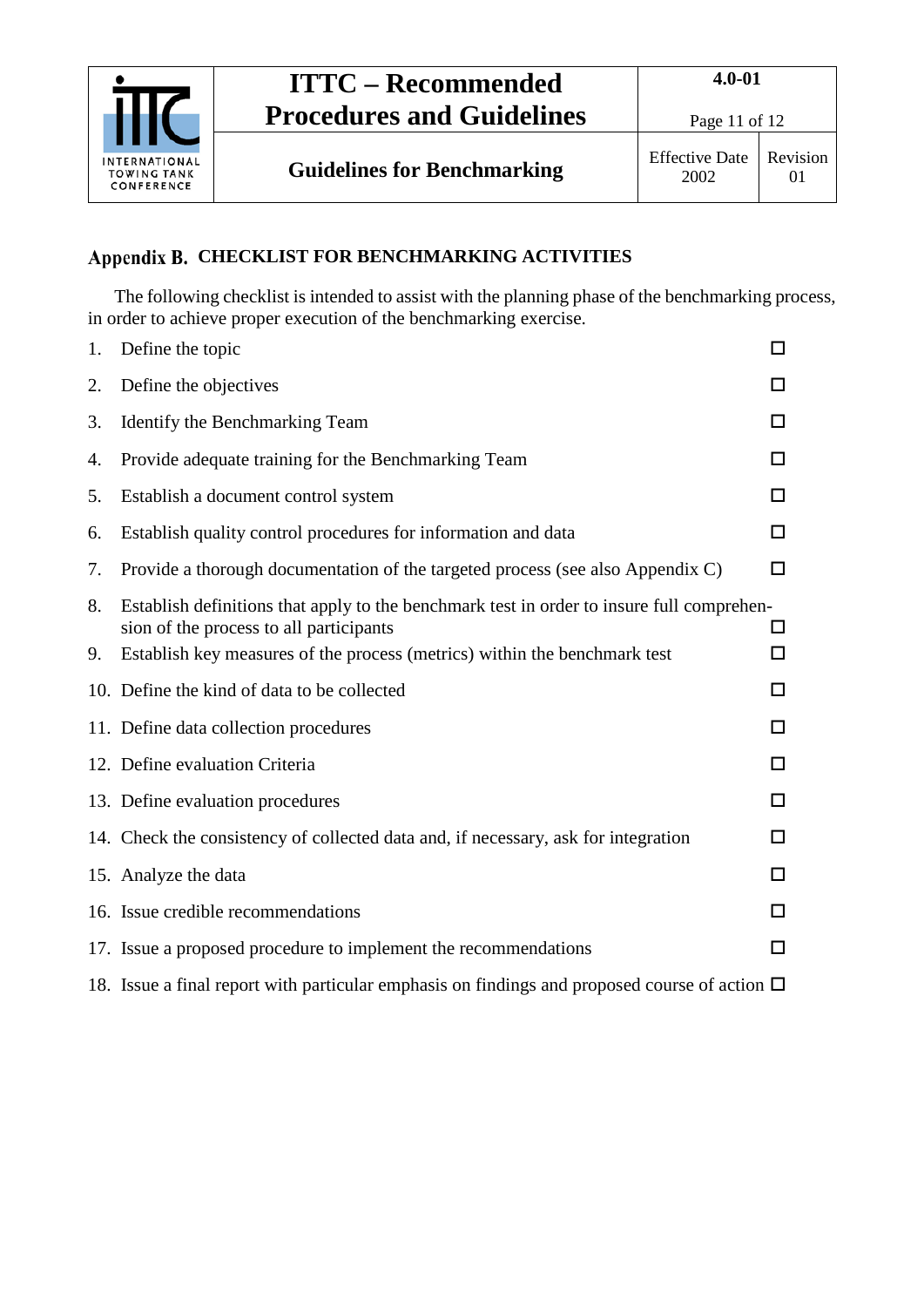## Appendix B. CHECKLIST FOR BENCHMARKING ACTIVITIES

The following checklist is intended to assist with the planning phase of the benchmarking process, in order to achieve proper execution of the benchmarking exercise.

1. Define the topic ☐
2. Define the objectives ☐
3. Identify the Benchmarking Team ☐
4. Provide adequate training for the Benchmarking Team ☐
5. Establish a document control system ☐
6. Establish quality control procedures for information and data ☐
7. Provide a thorough documentation of the targeted process (see also Appendix C) ☐
8. Establish definitions that apply to the benchmark test in order to insure full comprehension of the process to all participants ☐
9. Establish key measures of the process (metrics) within the benchmark test ☐
10. Define the kind of data to be collected ☐
11. Define data collection procedures ☐
12. Define evaluation Criteria ☐
13. Define evaluation procedures ☐
14. Check the consistency of collected data and, if necessary, ask for integration ☐
15. Analyze the data ☐
16. Issue credible recommendations ☐
17. Issue a proposed procedure to implement the recommendations ☐
18. Issue a final report with particular emphasis on findings and proposed course of action ☐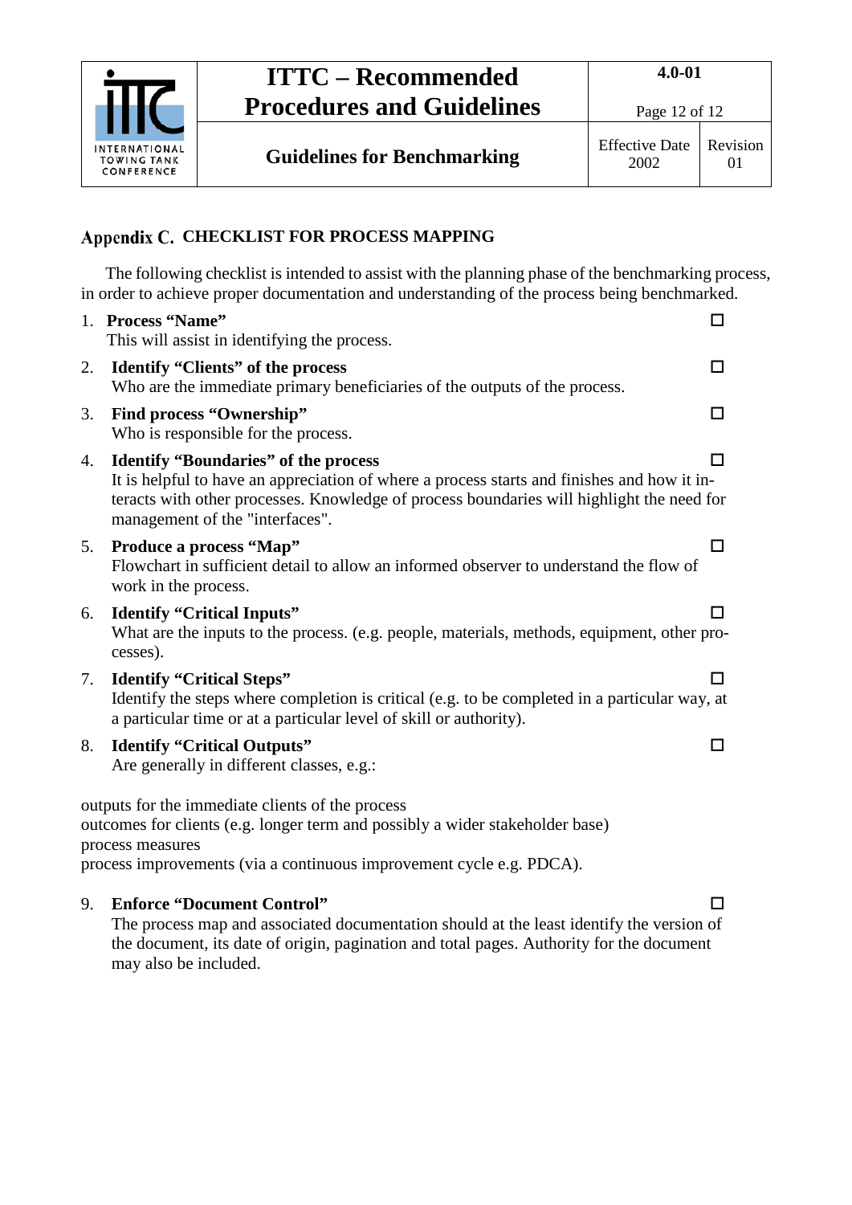## Appendix C. CHECKLIST FOR PROCESS MAPPING

The following checklist is intended to assist with the planning phase of the benchmarking process, in order to achieve proper documentation and understanding of the process being benchmarked.

1. **Process "Name"** ☐
   This will assist in identifying the process.

2. **Identify "Clients" of the process** ☐
   Who are the immediate primary beneficiaries of the outputs of the process.

3. **Find process "Ownership"** ☐
   Who is responsible for the process.

4. **Identify "Boundaries" of the process** ☐
   It is helpful to have an appreciation of where a process starts and finishes and how it interacts with other processes. Knowledge of process boundaries will highlight the need for management of the "interfaces".

5. **Produce a process "Map"** ☐
   Flowchart in sufficient detail to allow an informed observer to understand the flow of work in the process.

6. **Identify "Critical Inputs"** ☐
   What are the inputs to the process. (e.g. people, materials, methods, equipment, other processes).

7. **Identify "Critical Steps"** ☐
   Identify the steps where completion is critical (e.g. to be completed in a particular way, at a particular time or at a particular level of skill or authority).

8. **Identify "Critical Outputs"** ☐
   Are generally in different classes, e.g.:

outputs for the immediate clients of the process
outcomes for clients (e.g. longer term and possibly a wider stakeholder base)
process measures
process improvements (via a continuous improvement cycle e.g. PDCA).

9. **Enforce "Document Control"** ☐
   The process map and associated documentation should at the least identify the version of the document, its date of origin, pagination and total pages. Authority for the document may also be included.